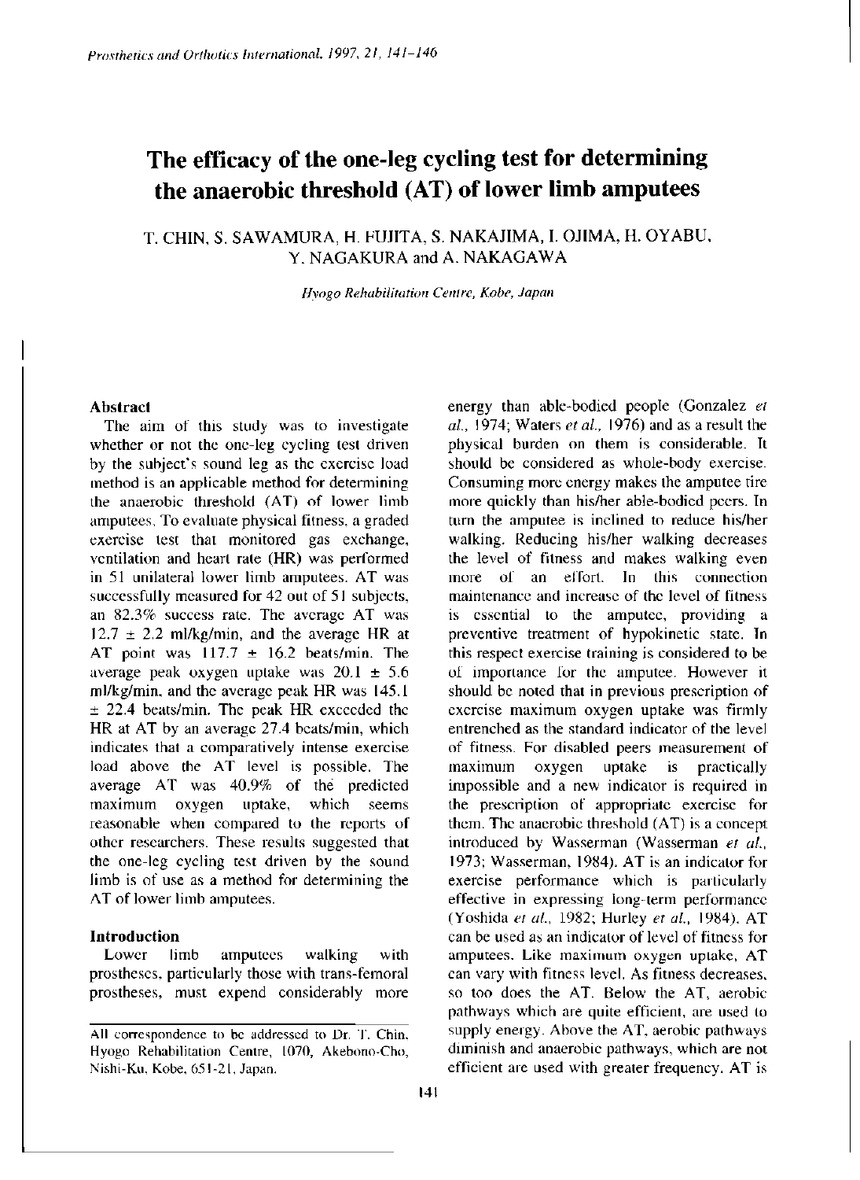# The efficacy of the one-leg cycling test for determining the anaerobic threshold (AT) of lower limb amputees

T. CHIN, S. SAWAMURA, H. FUJITA, S. NAKAJIMA, I. OJIMA, H. OYABU, Y. NAGAKURA and A. NAKAGAWA

*Hyogo Rehabilitation Centre, Kobe, Japan*

## Abstract

The aim of this study was to investigate whether or not the one-leg cycling test driven by the subject's sound leg as the exercise load method is an applicable method for determining the anaerobic threshold (AT) of lower limb amputees. To evaluate physical fitness, a graded exercise test that monitored gas exchange, ventilation and heart rate (HR) was performed in 51 unilateral lower limb amputees. AT was successfully measured for 42 out of 51 subjects, an 82.3% success rate. The average AT was $12.7 \pm 2.2$ ml/kg/min, and the average HR at AT point was $117.7 \pm 16.2$ beats/min. The average peak oxygen uptake was $20.1 \pm 5.6$ ml/kg/min, and the average peak HR was $145.1 \pm 22.4$ beats/min. The peak HR exceeded the HR at AT by an average 27.4 beats/min, which indicates that a comparatively intense exercise load above the AT level is possible. The average AT was 40.9% of the predicted maximum oxygen uptake, which seems reasonable when compared to the reports of other researchers. These results suggested that the one-leg cycling test driven by the sound limb is of use as a method for determining the AT of lower limb amputees.

## Introduction

Lower limb amputees walking with prostheses, particularly those with trans-femoral prostheses, must expend considerably more energy than able-bodied people (Gonzalez *et al.*, 1974; Waters *et al.*, 1976) and as a result the physical burden on them is considerable. It should be considered as whole-body exercise. Consuming more energy makes the amputee tire more quickly than his/her able-bodied peers. In turn the amputee is inclined to reduce his/her walking. Reducing his/her walking decreases the level of fitness and makes walking even more of an effort. In this connection maintenance and increase of the level of fitness is essential to the amputee, providing a preventive treatment of hypokinetic state. In this respect exercise training is considered to be of importance for the amputee. However it should be noted that in previous prescription of exercise maximum oxygen uptake was firmly entrenched as the standard indicator of the level of fitness. For disabled peers measurement of maximum oxygen uptake is practically impossible and a new indicator is required in the prescription of appropriate exercise for them. The anaerobic threshold (AT) is a concept introduced by Wasserman (Wasserman *et al.*, 1973; Wasserman, 1984). AT is an indicator for exercise performance which is particularly effective in expressing long-term performance (Yoshida *et al.*, 1982; Hurley *et al.*, 1984). AT can be used as an indicator of level of fitness for amputees. Like maximum oxygen uptake, AT can vary with fitness level. As fitness decreases, so too does the AT. Below the AT, aerobic pathways which are quite efficient, are used to supply energy. Above the AT, aerobic pathways diminish and anaerobic pathways, which are not efficient are used with greater frequency. AT is

All correspondence to be addressed to Dr. T. Chin, Hyogo Rehabilitation Centre, 1070, Akebono-Cho, Nishi-Ku, Kobe, 651-21, Japan.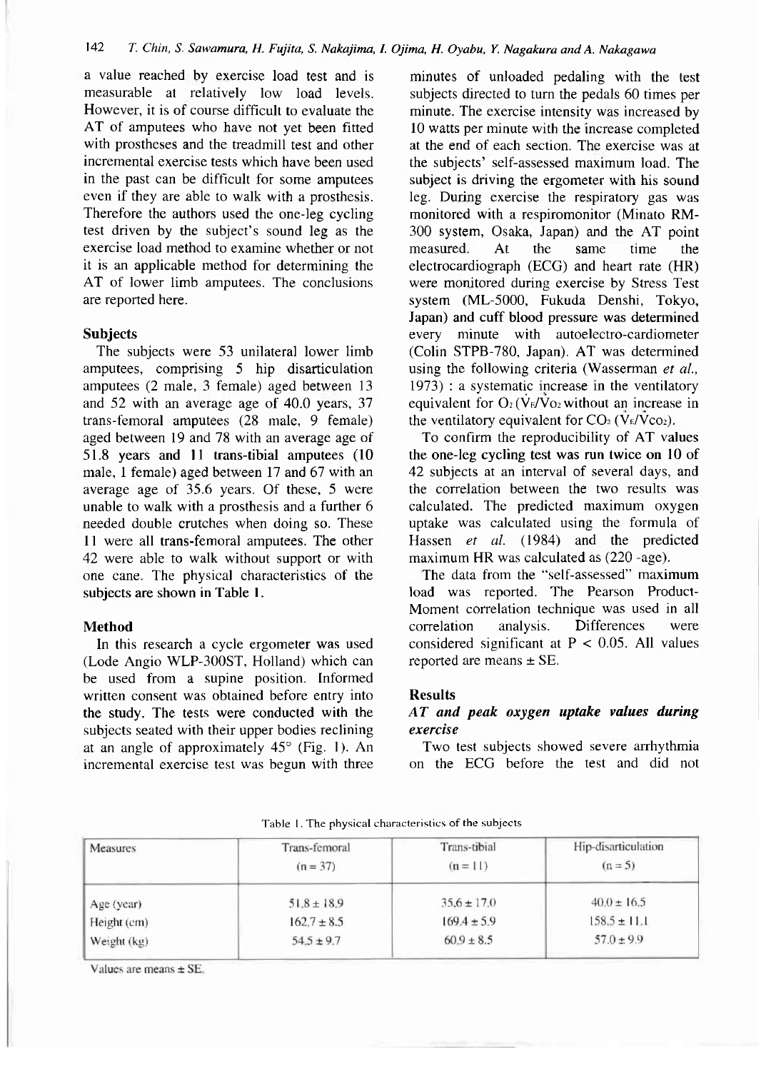a value reached by exercise load test and is measurable at relatively low load levels. However, it is of course difficult to evaluate the AT of amputees who have not yet been fitted with prostheses and the treadmill test and other incremental exercise tests which have been used in the past can be difficult for some amputees even if they are able to walk with a prosthesis. Therefore the authors used the one-leg cycling test driven by the subject's sound leg as the exercise load method to examine whether or not it is an applicable method for determining the AT of lower limb amputees. The conclusions are reported here.

## Subjects

The subjects were 53 unilateral lower limb amputees, comprising 5 hip disarticulation amputees (2 male, 3 female) aged between 13 and 52 with an average age of 40.0 years, 37 trans-femoral amputees (28 male, 9 female) aged between 19 and 78 with an average age of 51.8 years and 11 trans-tibial amputees (10 male, 1 female) aged between 17 and 67 with an average age of 35.6 years. Of these, 5 were unable to walk with a prosthesis and a further 6 needed double crutches when doing so. These 11 were all trans-femoral amputees. The other 42 were able to walk without support or with one cane. The physical characteristics of the subjects are shown in Table 1.

## Method

In this research a cycle ergometer was used (Lode Angio WLP-300ST, Holland) which can be used from a supine position. Informed written consent was obtained before entry into the study. The tests were conducted with the subjects seated with their upper bodies reclining at an angle of approximately 45° (Fig. 1). An incremental exercise test was begun with three minutes of unloaded pedaling with the test subjects directed to turn the pedals 60 times per minute. The exercise intensity was increased by 10 watts per minute with the increase completed at the end of each section. The exercise was at the subjects' self-assessed maximum load. The subject is driving the ergometer with his sound leg. During exercise the respiratory gas was monitored with a respiromonitor (Minato RM-300 system, Osaka, Japan) and the AT point measured. At the same time the electrocardiograph (ECG) and heart rate (HR) were monitored during exercise by Stress Test system (ML-5000, Fukuda Denshi, Tokyo, Japan) and cuff blood pressure was determined every minute with autoelectro-cardiometer (Colin STPB-780, Japan). AT was determined using the following criteria (Wasserman *et al.*, 1973) : a systematic increase in the ventilatory equivalent for $O_2$ ($\dot{V}_E/\dot{V}O_2$) without an increase in the ventilatory equivalent for $CO_2$ ($\dot{V}_E/\dot{V}CO_2$).

To confirm the reproducibility of AT values the one-leg cycling test was run twice on 10 of 42 subjects at an interval of several days, and the correlation between the two results was calculated. The predicted maximum oxygen uptake was calculated using the formula of Hassen *et al.* (1984) and the predicted maximum HR was calculated as (220 -age).

The data from the "self-assessed" maximum load was reported. The Pearson Product-Moment correlation technique was used in all correlation analysis. Differences were considered significant at $P < 0.05$. All values reported are means ± SE.

## Results

### *AT and peak oxygen uptake values during exercise*

Two test subjects showed severe arrhythmia on the ECG before the test and did not

Table 1. The physical characteristics of the subjects

| Measures | Trans-femoral (n = 37) | Trans-tibial (n = 11) | Hip-disarticulation (n = 5) |
|---|---|---|---|
| Age (year) | 51.8 ± 18.9 | 35.6 ± 17.0 | 40.0 ± 16.5 |
| Height (cm) | 162.7 ± 8.5 | 169.4 ± 5.9 | 158.5 ± 11.1 |
| Weight (kg) | 54.5 ± 9.7 | 60.9 ± 8.5 | 57.0 ± 9.9 |

Values are means ± SE.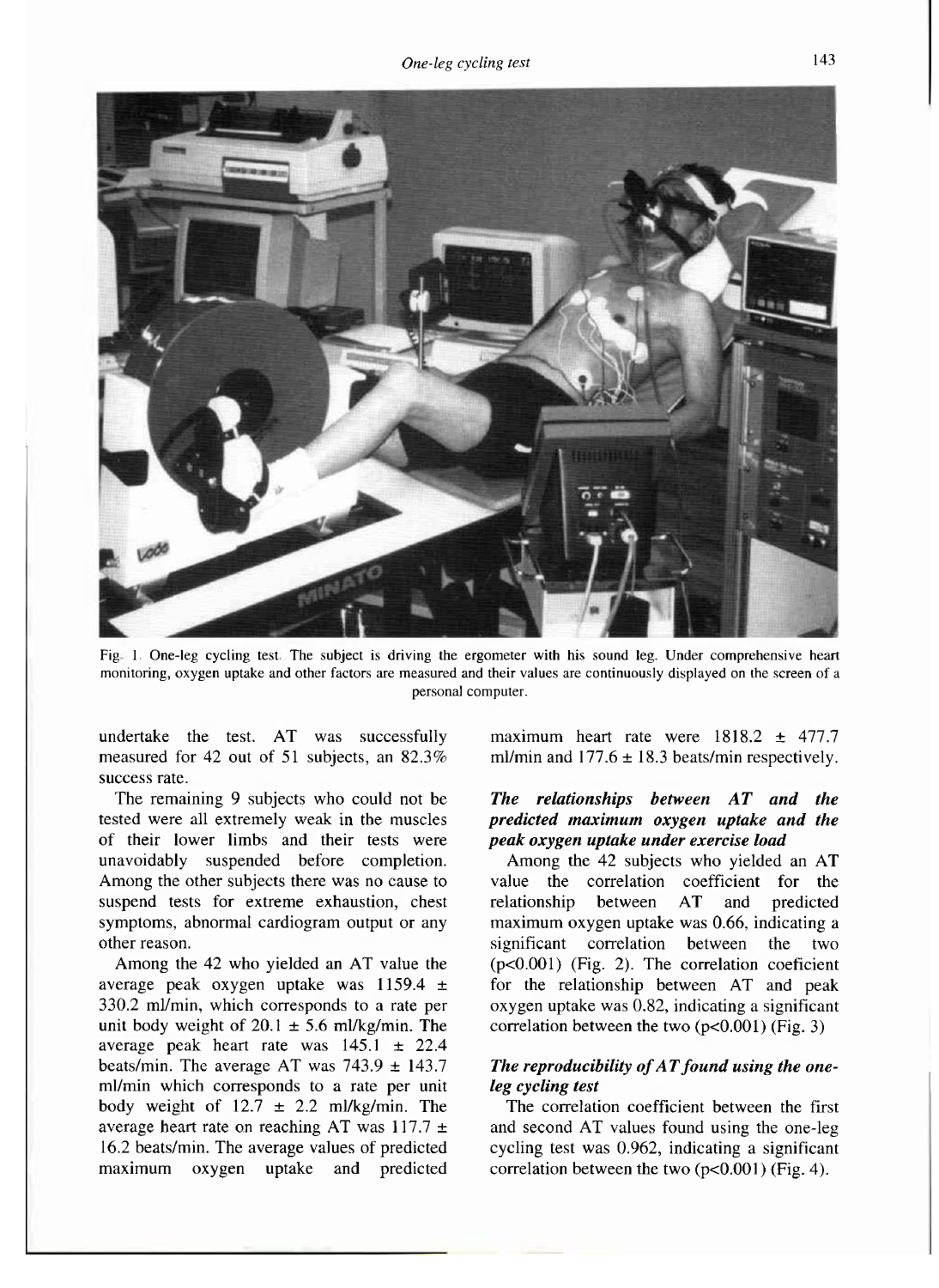Fig. 1. One-leg cycling test. The subject is driving the ergometer with his sound leg. Under comprehensive heart monitoring, oxygen uptake and other factors are measured and their values are continuously displayed on the screen of a personal computer.

undertake the test. AT was successfully measured for 42 out of 51 subjects, an 82.3% success rate.

The remaining 9 subjects who could not be tested were all extremely weak in the muscles of their lower limbs and their tests were unavoidably suspended before completion. Among the other subjects there was no cause to suspend tests for extreme exhaustion, chest symptoms, abnormal cardiogram output or any other reason.

Among the 42 who yielded an AT value the average peak oxygen uptake was 1159.4 ± 330.2 ml/min, which corresponds to a rate per unit body weight of 20.1 ± 5.6 ml/kg/min. The average peak heart rate was 145.1 ± 22.4 beats/min. The average AT was 743.9 ± 143.7 ml/min which corresponds to a rate per unit body weight of 12.7 ± 2.2 ml/kg/min. The average heart rate on reaching AT was 117.7 ± 16.2 beats/min. The average values of predicted maximum oxygen uptake and predicted maximum heart rate were 1818.2 ± 477.7 ml/min and 177.6 ± 18.3 beats/min respectively.

### *The relationships between AT and the predicted maximum oxygen uptake and the peak oxygen uptake under exercise load*

Among the 42 subjects who yielded an AT value the correlation coefficient for the relationship between AT and predicted maximum oxygen uptake was 0.66, indicating a significant correlation between the two ($p<0.001$) (Fig. 2). The correlation coeficient for the relationship between AT and peak oxygen uptake was 0.82, indicating a significant correlation between the two ($p<0.001$) (Fig. 3)

### *The reproducibility of AT found using the one-leg cycling test*

The correlation coefficient between the first and second AT values found using the one-leg cycling test was 0.962, indicating a significant correlation between the two ($p<0.001$) (Fig. 4).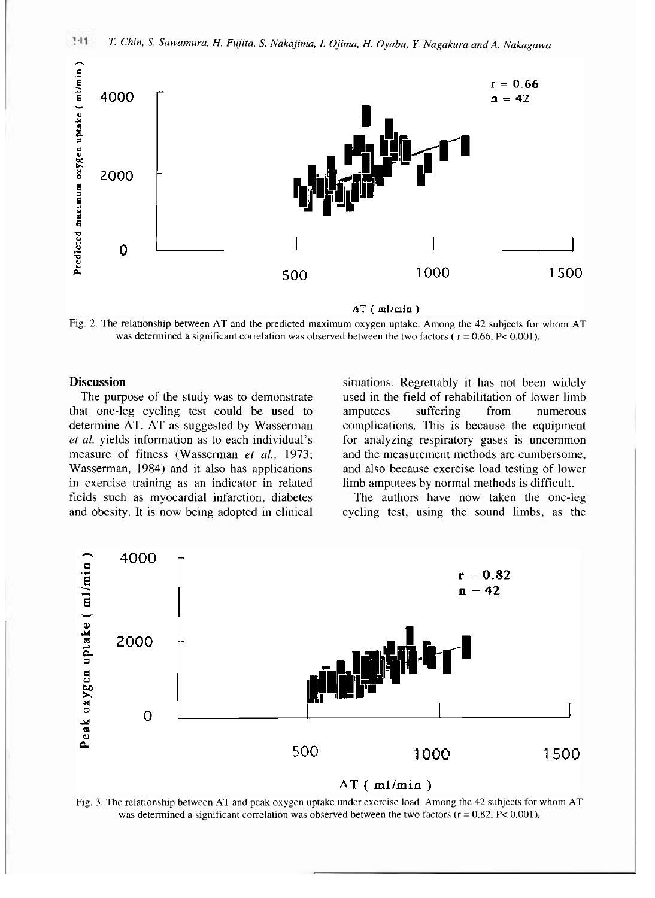Fig. 2. The relationship between AT and the predicted maximum oxygen uptake. Among the 42 subjects for whom AT was determined a significant correlation was observed between the two factors ( $r = 0.66$, $P < 0.001$).

## Discussion

The purpose of the study was to demonstrate that one-leg cycling test could be used to determine AT. AT as suggested by Wasserman *et al.* yields information as to each individual's measure of fitness (Wasserman *et al.*, 1973; Wasserman, 1984) and it also has applications in exercise training as an indicator in related fields such as myocardial infarction, diabetes and obesity. It is now being adopted in clinical situations. Regrettably it has not been widely used in the field of rehabilitation of lower limb amputees suffering from numerous complications. This is because the equipment for analyzing respiratory gases is uncommon and the measurement methods are cumbersome, and also because exercise load testing of lower limb amputees by normal methods is difficult.

The authors have now taken the one-leg cycling test, using the sound limbs, as the

Fig. 3. The relationship between AT and peak oxygen uptake under exercise load. Among the 42 subjects for whom AT was determined a significant correlation was observed between the two factors ($r = 0.82$. $P < 0.001$).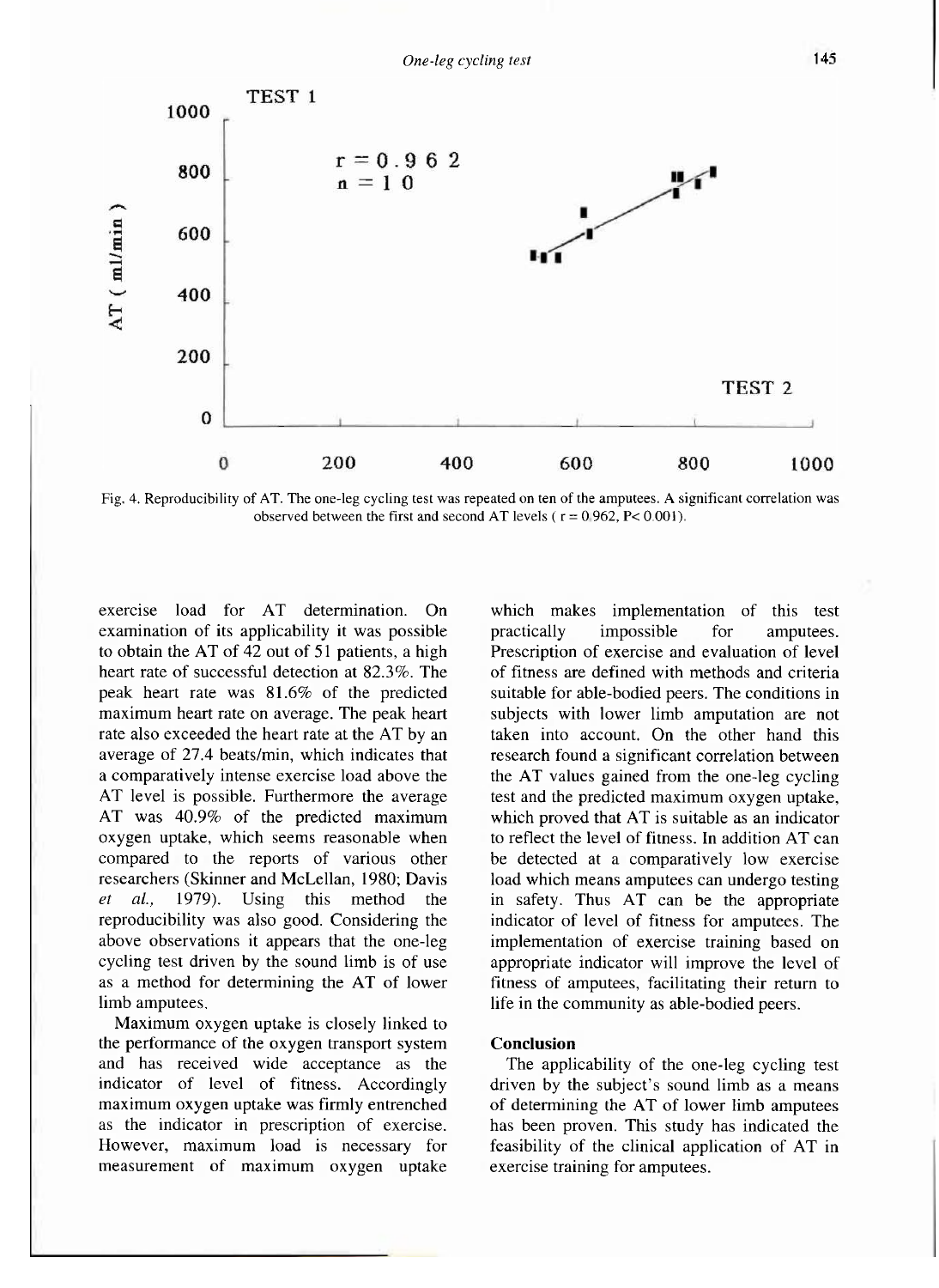Fig. 4. Reproducibility of AT. The one-leg cycling test was repeated on ten of the amputees. A significant correlation was observed between the first and second AT levels ( $r = 0.962$, $P < 0.001$).

exercise load for AT determination. On examination of its applicability it was possible to obtain the AT of 42 out of 51 patients, a high heart rate of successful detection at 82.3%. The peak heart rate was 81.6% of the predicted maximum heart rate on average. The peak heart rate also exceeded the heart rate at the AT by an average of 27.4 beats/min, which indicates that a comparatively intense exercise load above the AT level is possible. Furthermore the average AT was 40.9% of the predicted maximum oxygen uptake, which seems reasonable when compared to the reports of various other researchers (Skinner and McLellan, 1980; Davis *et al.,* 1979). Using this method the reproducibility was also good. Considering the above observations it appears that the one-leg cycling test driven by the sound limb is of use as a method for determining the AT of lower limb amputees.

Maximum oxygen uptake is closely linked to the performance of the oxygen transport system and has received wide acceptance as the indicator of level of fitness. Accordingly maximum oxygen uptake was firmly entrenched as the indicator in prescription of exercise. However, maximum load is necessary for measurement of maximum oxygen uptake which makes implementation of this test practically impossible for amputees. Prescription of exercise and evaluation of level of fitness are defined with methods and criteria suitable for able-bodied peers. The conditions in subjects with lower limb amputation are not taken into account. On the other hand this research found a significant correlation between the AT values gained from the one-leg cycling test and the predicted maximum oxygen uptake, which proved that AT is suitable as an indicator to reflect the level of fitness. In addition AT can be detected at a comparatively low exercise load which means amputees can undergo testing in safety. Thus AT can be the appropriate indicator of level of fitness for amputees. The implementation of exercise training based on appropriate indicator will improve the level of fitness of amputees, facilitating their return to life in the community as able-bodied peers.

## Conclusion

The applicability of the one-leg cycling test driven by the subject's sound limb as a means of determining the AT of lower limb amputees has been proven. This study has indicated the feasibility of the clinical application of AT in exercise training for amputees.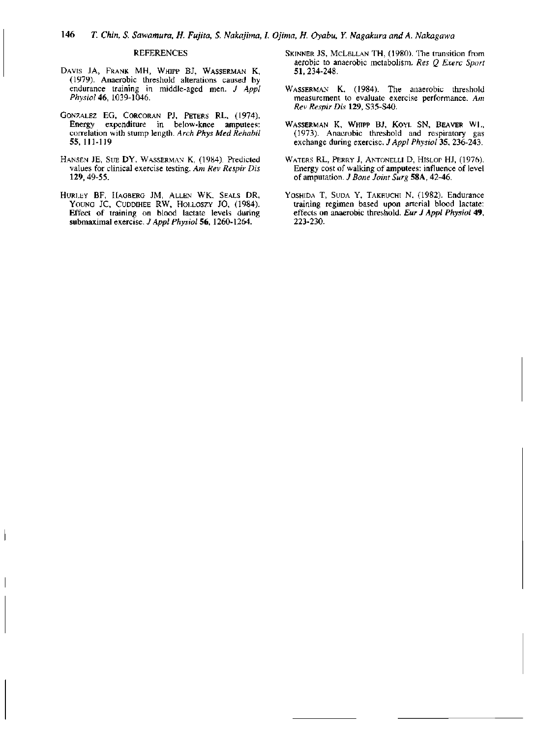## REFERENCES

DAVIS JA, FRANK MH, WHIPP BJ, WASSERMAN K, (1979). Anaerobic threshold alterations caused by endurance training in middle-aged men. *J Appl Physiol* **46**, 1039-1046.

GONZALEZ EG, CORCORAN PJ, PETERS RL, (1974). Energy expenditure in below-knee amputees: correlation with stump length. *Arch Phys Med Rehabil* **55**, 111-119

HANSEN JE, SUE DY, WASSERMAN K, (1984). Predicted values for clinical exercise testing. *Am Rev Respir Dis* **129**, 49-55.

HURLEY BF, HAGBERG JM, ALLEN WK, SEALS DR, YOUNG JC, CUDDIHEE RW, HOLLOSZY JO, (1984). Effect of training on blood lactate levels during submaximal exercise. *J Appl Physiol* **56**, 1260-1264.

SKINNER JS, MCLELLAN TH, (1980). The transition from aerobic to anaerobic metabolism. *Res Q Exerc Sport* **51**, 234-248.

WASSERMAN K, (1984). The anaerobic threshold measurement to evaluate exercise performance. *Am Rev Respir Dis* **129**, S35-S40.

WASSERMAN K, WHIPP BJ, KOYL SN, BEAVER WL, (1973). Anaerobic threshold and respiratory gas exchange during exercise. *J Appl Physiol* **35**, 236-243.

WATERS RL, PERRY J, ANTONELLI D, HISLOP HJ, (1976). Energy cost of walking of amputees: influence of level of amputation. *J Bone Joint Surg* **58A**, 42-46.

YOSHIDA T, SUDA Y, TAKEUCHI N, (1982). Endurance training regimen based upon arterial blood lactate: effects on anaerobic threshold. *Eur J Appl Physiol* **49**, 223-230.